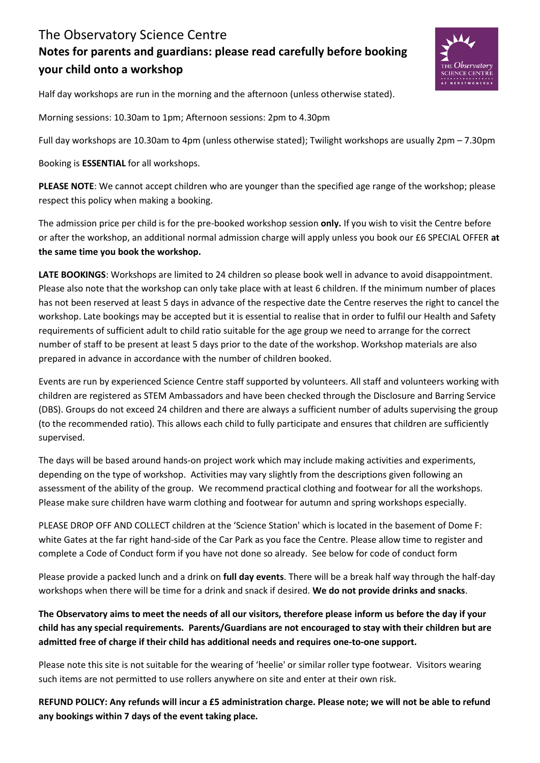# The Observatory Science Centre

## Notes for parents and guardians: please read carefully before booking your child onto a workshop

Half day workshops are run in the morning and the afternoon (unless otherwise stated).

Morning sessions: 10.30am to 1pm; Afternoon sessions: 2pm to 4.30pm

Full day workshops are 10.30am to 4pm (unless otherwise stated); Twilight workshops are usually 2pm – 7.30pm

Booking is **ESSENTIAL** for all workshops.

**PLEASE NOTE**: We cannot accept children who are younger than the specified age range of the workshop; please respect this policy when making a booking.

The admission price per child is for the pre-booked workshop session **only.** If you wish to visit the Centre before or after the workshop, an additional normal admission charge will apply unless you book our £6 SPECIAL OFFER **at the same time you book the workshop.**

**LATE BOOKINGS**: Workshops are limited to 24 children so please book well in advance to avoid disappointment. Please also note that the workshop can only take place with at least 6 children. If the minimum number of places has not been reserved at least 5 days in advance of the respective date the Centre reserves the right to cancel the workshop. Late bookings may be accepted but it is essential to realise that in order to fulfil our Health and Safety requirements of sufficient adult to child ratio suitable for the age group we need to arrange for the correct number of staff to be present at least 5 days prior to the date of the workshop. Workshop materials are also prepared in advance in accordance with the number of children booked.

Events are run by experienced Science Centre staff supported by volunteers. All staff and volunteers working with children are registered as STEM Ambassadors and have been checked through the Disclosure and Barring Service (DBS). Groups do not exceed 24 children and there are always a sufficient number of adults supervising the group (to the recommended ratio). This allows each child to fully participate and ensures that children are sufficiently supervised.

The days will be based around hands-on project work which may include making activities and experiments, depending on the type of workshop. Activities may vary slightly from the descriptions given following an assessment of the ability of the group. We recommend practical clothing and footwear for all the workshops. Please make sure children have warm clothing and footwear for autumn and spring workshops especially.

PLEASE DROP OFF AND COLLECT children at the 'Science Station' which is located in the basement of Dome F: white Gates at the far right hand-side of the Car Park as you face the Centre. Please allow time to register and complete a Code of Conduct form if you have not done so already. See below for code of conduct form

Please provide a packed lunch and a drink on **full day events**. There will be a break half way through the half-day workshops when there will be time for a drink and snack if desired. **We do not provide drinks and snacks**.

**The Observatory aims to meet the needs of all our visitors, therefore please inform us before the day if your child has any special requirements. Parents/Guardians are not encouraged to stay with their children but are admitted free of charge if their child has additional needs and requires one-to-one support.**

Please note this site is not suitable for the wearing of 'heelie' or similar roller type footwear. Visitors wearing such items are not permitted to use rollers anywhere on site and enter at their own risk.

**REFUND POLICY: Any refunds will incur a £5 administration charge. Please note; we will not be able to refund any bookings within 7 days of the event taking place.**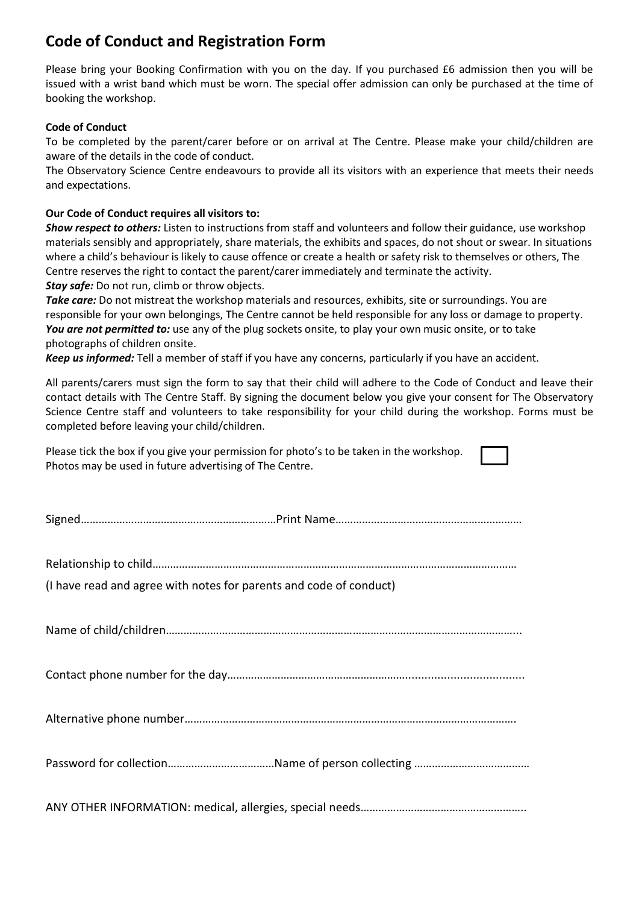## Code of Conduct and Registration Form

Please bring your Booking Confirmation with you on the day. If you purchased £6 admission then you will be issued with a wrist band which must be worn. The special offer admission can only be purchased at the time of booking the workshop.

**Code of Conduct**

To be completed by the parent/carer before or on arrival at The Centre. Please make your child/children are aware of the details in the code of conduct.

The Observatory Science Centre endeavours to provide all its visitors with an experience that meets their needs and expectations.

**Our Code of Conduct requires all visitors to:**

***Show respect to others:*** Listen to instructions from staff and volunteers and follow their guidance, use workshop materials sensibly and appropriately, share materials, the exhibits and spaces, do not shout or swear. In situations where a child's behaviour is likely to cause offence or create a health or safety risk to themselves or others, The Centre reserves the right to contact the parent/carer immediately and terminate the activity.

***Stay safe:*** Do not run, climb or throw objects.

***Take care:*** Do not mistreat the workshop materials and resources, exhibits, site or surroundings. You are responsible for your own belongings, The Centre cannot be held responsible for any loss or damage to property.

***You are not permitted to:*** use any of the plug sockets onsite, to play your own music onsite, or to take photographs of children onsite.

***Keep us informed:*** Tell a member of staff if you have any concerns, particularly if you have an accident.

All parents/carers must sign the form to say that their child will adhere to the Code of Conduct and leave their contact details with The Centre Staff. By signing the document below you give your consent for The Observatory Science Centre staff and volunteers to take responsibility for your child during the workshop. Forms must be completed before leaving your child/children.

Please tick the box if you give your permission for photo's to be taken in the workshop. ☐
Photos may be used in future advertising of The Centre.

Signed…………………………………………………………Print Name……………………………………………………

Relationship to child…………………………………………………………………………………………………………

(I have read and agree with notes for parents and code of conduct)

Name of child/children………………………………………………………………………………………………………...

Contact phone number for the day…………………………………………………….................................

Alternative phone number………………………………………………………………………………………………….

Password for collection………………………………Name of person collecting …………………………………

ANY OTHER INFORMATION: medical, allergies, special needs………………………………………………..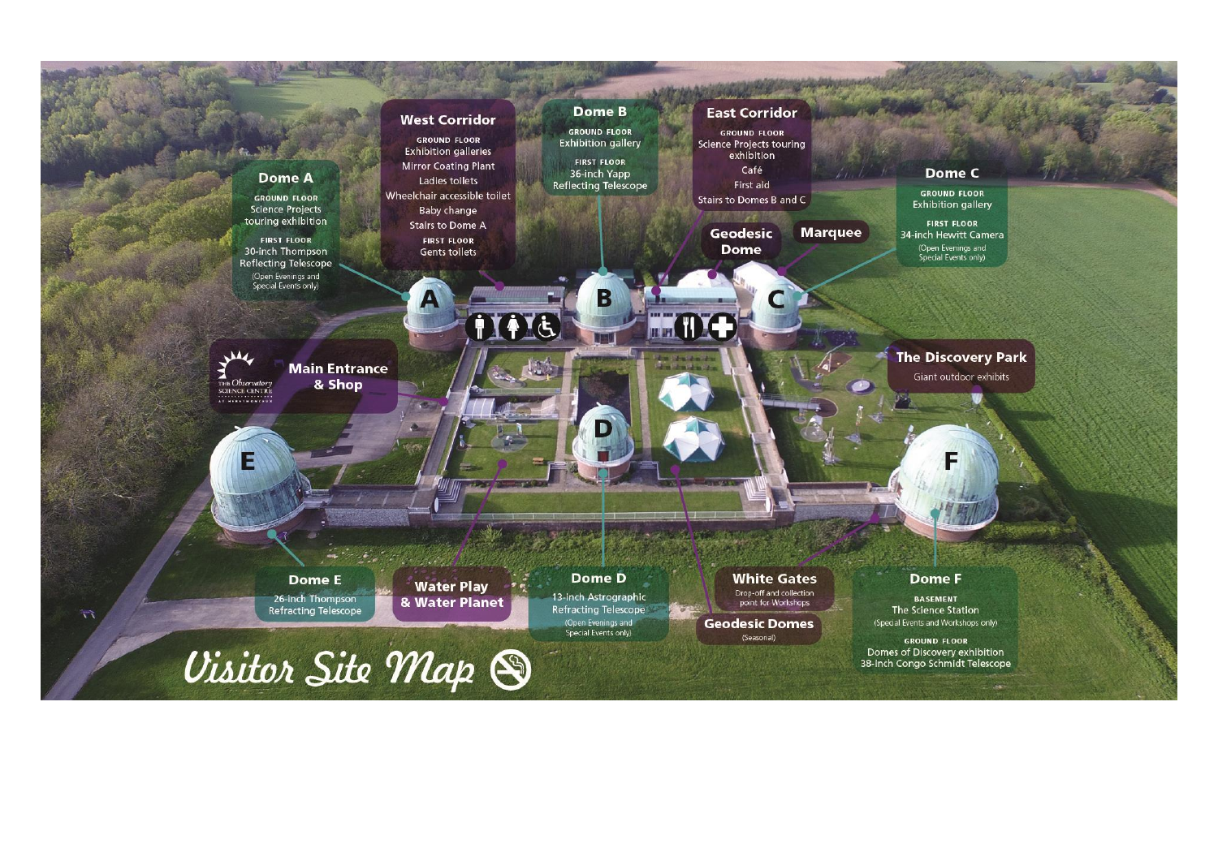# Visitor Site Map

## Dome A

GROUND FLOOR
Science Projects touring exhibition

FIRST FLOOR
30-inch Thompson Reflecting Telescope
(Open Evenings and Special Events only)

## West Corridor

GROUND FLOOR
Exhibition galleries
Mirror Coating Plant
Ladies toilets
Wheelchair accessible toilet
Baby change
Stairs to Dome A

FIRST FLOOR
Gents toilets

## Dome B

GROUND FLOOR
Exhibition gallery

FIRST FLOOR
36-inch Yapp Reflecting Telescope

## East Corridor

GROUND FLOOR
Science Projects touring exhibition
Café
First aid
Stairs to Domes B and C

## Geodesic Dome

## Marquee

## Dome C

GROUND FLOOR
Exhibition gallery

FIRST FLOOR
34-inch Hewitt Camera
(Open Evenings and Special Events only)

## Main Entrance & Shop

The Observatory Science Centre at Herstmonceux

## The Discovery Park

Giant outdoor exhibits

## Dome E

26-inch Thompson Refracting Telescope

## Water Play & Water Planet

## Dome D

13-inch Astrographic Refracting Telescope
(Open Evenings and Special Events only)

## White Gates

Drop-off and collection point for Workshops

## Geodesic Domes

(Seasonal)

## Dome F

BASEMENT
The Science Station
(Special Events and Workshops only)

GROUND FLOOR
Domes of Discovery exhibition
38-inch Congo Schmidt Telescope